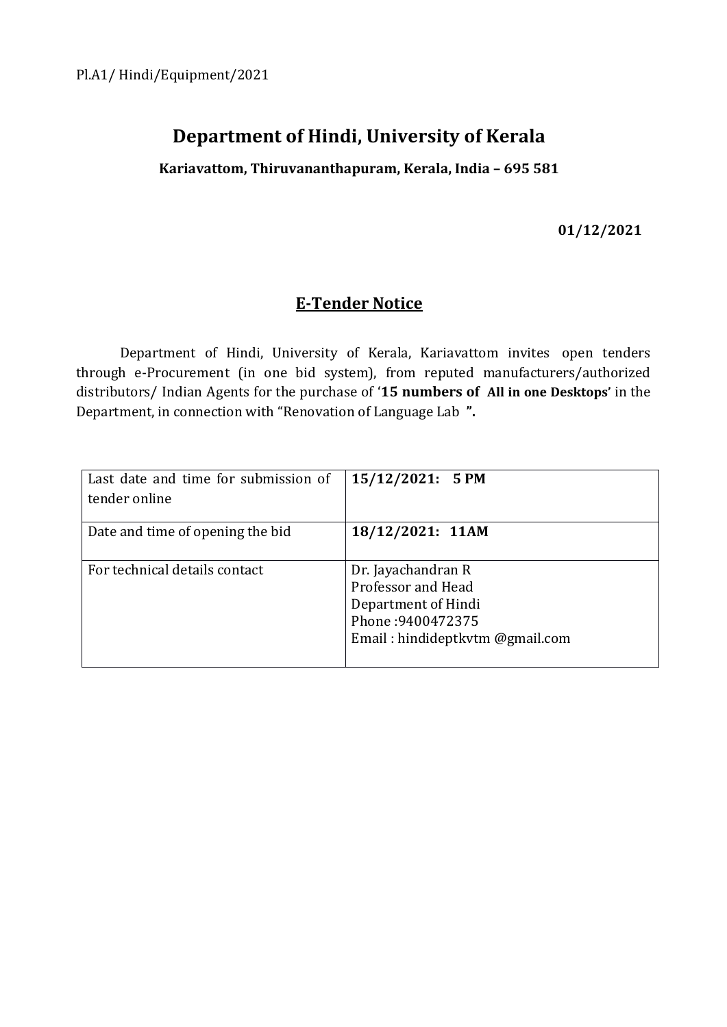Pl.A1/ Hindi/Equipment/2021

# Department of Hindi, University of Kerala

**Kariavattom, Thiruvananthapuram, Kerala, India – 695 581**

**01/12/2021**

## E-Tender Notice

Department of Hindi, University of Kerala, Kariavattom invites open tenders through e-Procurement (in one bid system), from reputed manufacturers/authorized distributors/ Indian Agents for the purchase of '**15 numbers of All in one Desktops**' in the Department, in connection with "Renovation of Language Lab **".**

| | |
|---|---|
| Last date and time for submission of tender online | **15/12/2021: 5 PM** |
| Date and time of opening the bid | **18/12/2021: 11AM** |
| For technical details contact | Dr. Jayachandran R<br>Professor and Head<br>Department of Hindi<br>Phone :9400472375<br>Email : hindideptkvtm @gmail.com |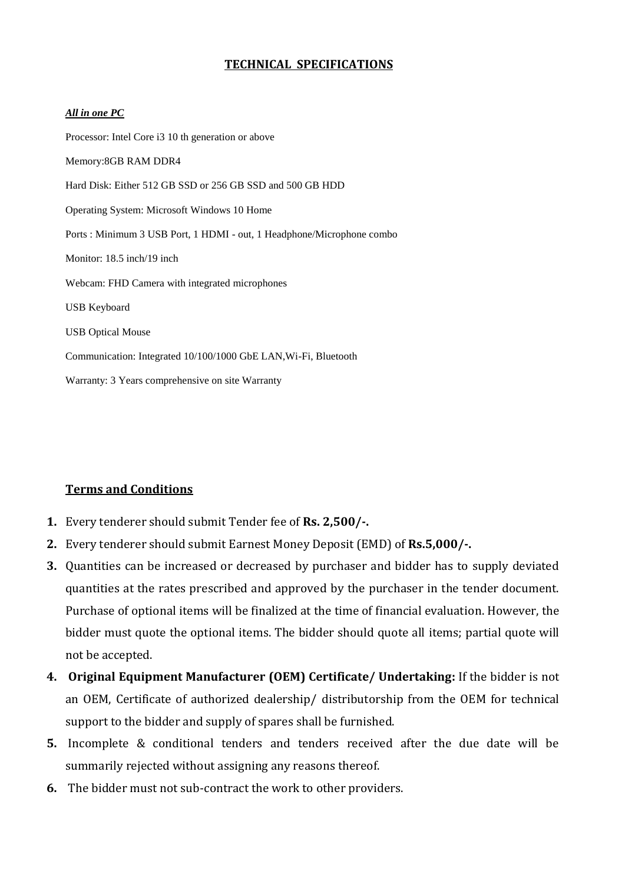# TECHNICAL SPECIFICATIONS

***All in one PC***

Processor: Intel Core i3 10 th generation or above

Memory:8GB RAM DDR4

Hard Disk: Either 512 GB SSD or 256 GB SSD and 500 GB HDD

Operating System: Microsoft Windows 10 Home

Ports : Minimum 3 USB Port, 1 HDMI - out, 1 Headphone/Microphone combo

Monitor: 18.5 inch/19 inch

Webcam: FHD Camera with integrated microphones

USB Keyboard

USB Optical Mouse

Communication: Integrated 10/100/1000 GbE LAN,Wi-Fi, Bluetooth

Warranty: 3 Years comprehensive on site Warranty

## Terms and Conditions

1. Every tenderer should submit Tender fee of **Rs. 2,500/-.**
2. Every tenderer should submit Earnest Money Deposit (EMD) of **Rs.5,000/-.**
3. Quantities can be increased or decreased by purchaser and bidder has to supply deviated quantities at the rates prescribed and approved by the purchaser in the tender document. Purchase of optional items will be finalized at the time of financial evaluation. However, the bidder must quote the optional items. The bidder should quote all items; partial quote will not be accepted.
4. **Original Equipment Manufacturer (OEM) Certificate/ Undertaking:** If the bidder is not an OEM, Certificate of authorized dealership/ distributorship from the OEM for technical support to the bidder and supply of spares shall be furnished.
5. Incomplete & conditional tenders and tenders received after the due date will be summarily rejected without assigning any reasons thereof.
6. The bidder must not sub-contract the work to other providers.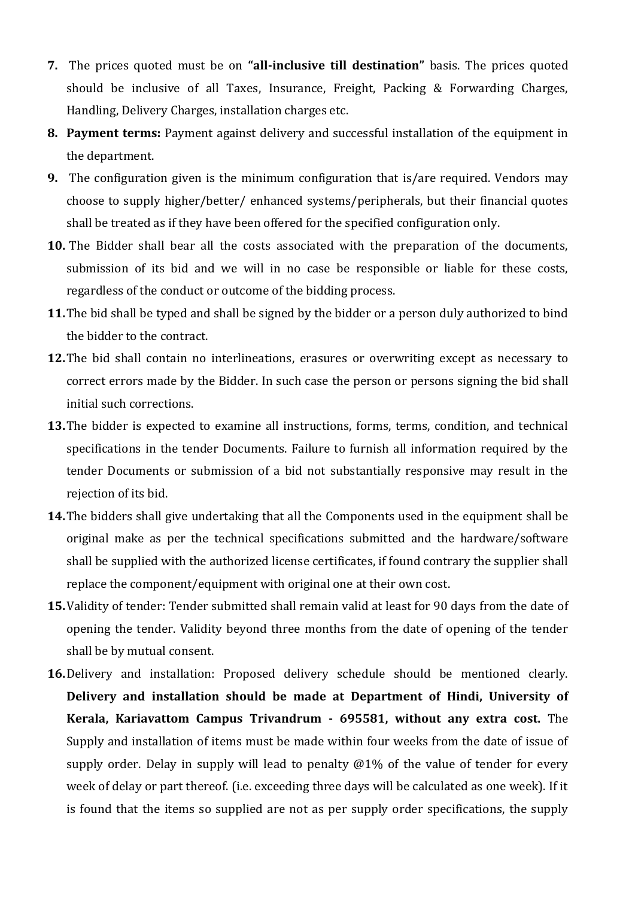7. The prices quoted must be on **"all-inclusive till destination"** basis. The prices quoted should be inclusive of all Taxes, Insurance, Freight, Packing & Forwarding Charges, Handling, Delivery Charges, installation charges etc.
8. **Payment terms:** Payment against delivery and successful installation of the equipment in the department.
9. The configuration given is the minimum configuration that is/are required. Vendors may choose to supply higher/better/ enhanced systems/peripherals, but their financial quotes shall be treated as if they have been offered for the specified configuration only.
10. The Bidder shall bear all the costs associated with the preparation of the documents, submission of its bid and we will in no case be responsible or liable for these costs, regardless of the conduct or outcome of the bidding process.
11. The bid shall be typed and shall be signed by the bidder or a person duly authorized to bind the bidder to the contract.
12. The bid shall contain no interlineations, erasures or overwriting except as necessary to correct errors made by the Bidder. In such case the person or persons signing the bid shall initial such corrections.
13. The bidder is expected to examine all instructions, forms, terms, condition, and technical specifications in the tender Documents. Failure to furnish all information required by the tender Documents or submission of a bid not substantially responsive may result in the rejection of its bid.
14. The bidders shall give undertaking that all the Components used in the equipment shall be original make as per the technical specifications submitted and the hardware/software shall be supplied with the authorized license certificates, if found contrary the supplier shall replace the component/equipment with original one at their own cost.
15. Validity of tender: Tender submitted shall remain valid at least for 90 days from the date of opening the tender. Validity beyond three months from the date of opening of the tender shall be by mutual consent.
16. Delivery and installation: Proposed delivery schedule should be mentioned clearly. **Delivery and installation should be made at Department of Hindi, University of Kerala, Kariavattom Campus Trivandrum - 695581, without any extra cost.** The Supply and installation of items must be made within four weeks from the date of issue of supply order. Delay in supply will lead to penalty @1% of the value of tender for every week of delay or part thereof. (i.e. exceeding three days will be calculated as one week). If it is found that the items so supplied are not as per supply order specifications, the supply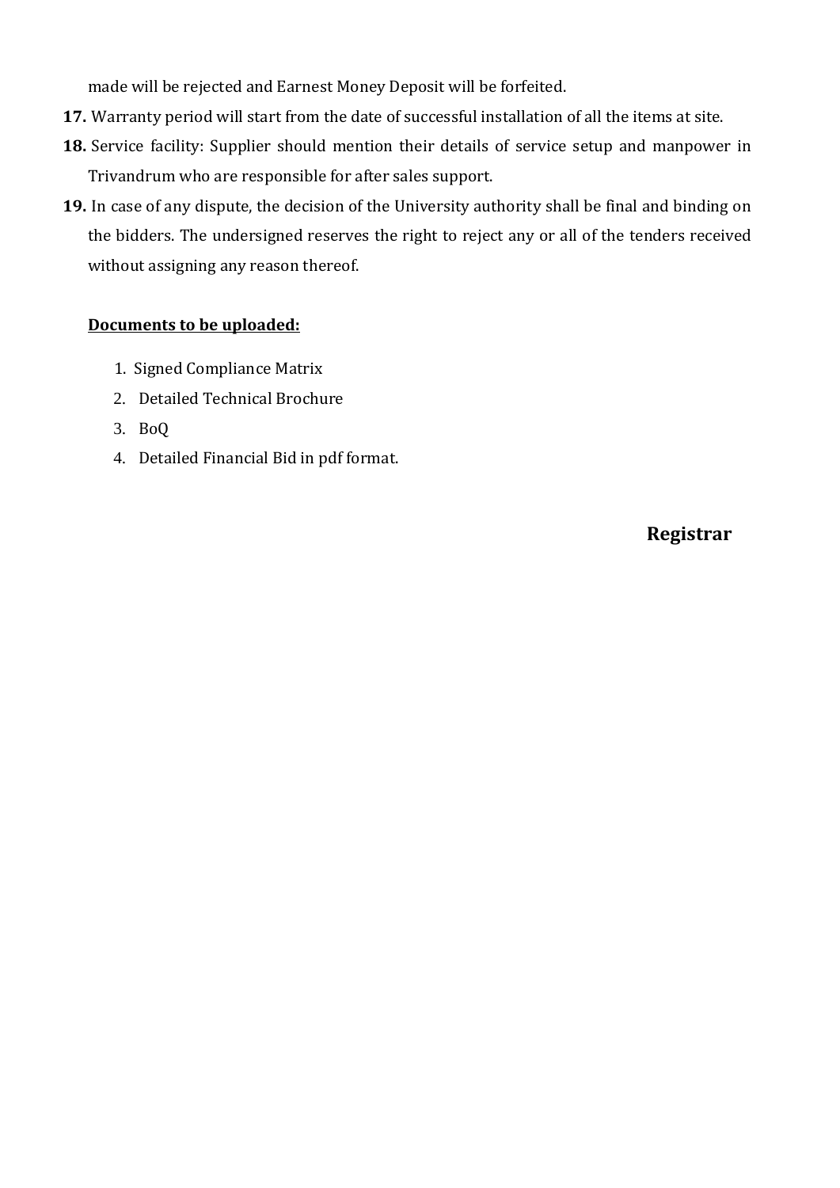made will be rejected and Earnest Money Deposit will be forfeited.

**17.** Warranty period will start from the date of successful installation of all the items at site.

**18.** Service facility: Supplier should mention their details of service setup and manpower in Trivandrum who are responsible for after sales support.

**19.** In case of any dispute, the decision of the University authority shall be final and binding on the bidders. The undersigned reserves the right to reject any or all of the tenders received without assigning any reason thereof.

**<u>Documents to be uploaded:</u>**

1. Signed Compliance Matrix
2. Detailed Technical Brochure
3. BoQ
4. Detailed Financial Bid in pdf format.

**Registrar**